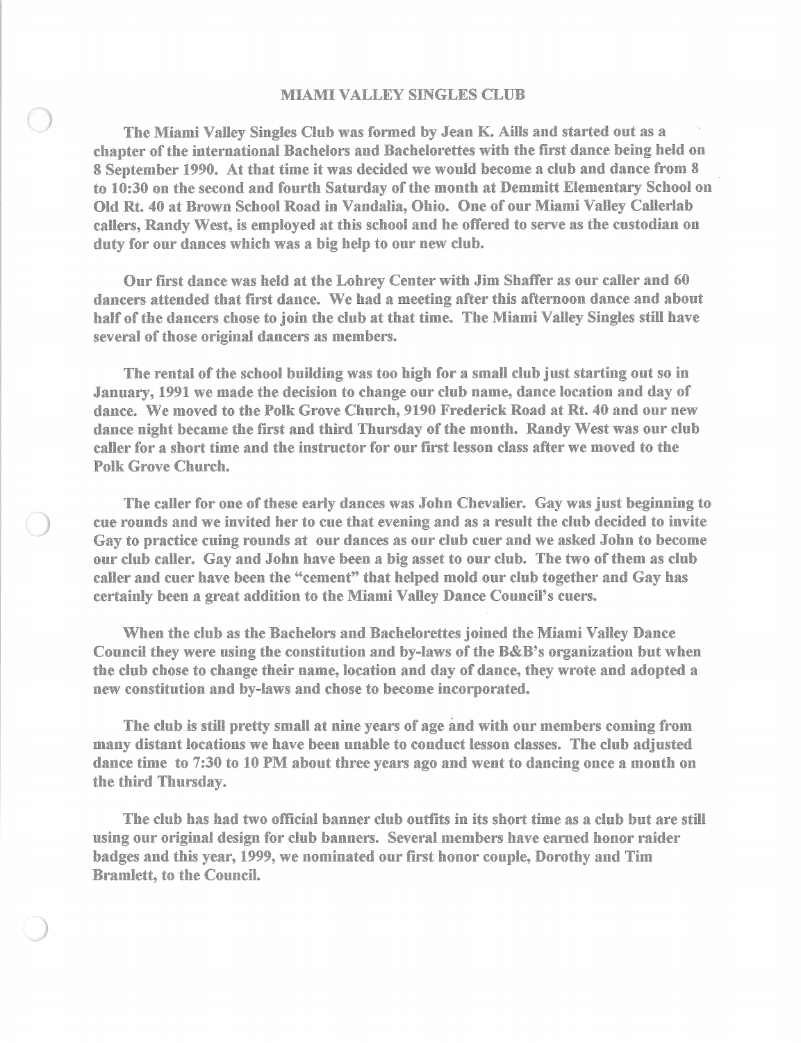# MIAMI VALLEY SINGLES CLUB

The Miami Valley Singles Club was formed by Jean K. Aills and started out as a chapter of the international Bachelors and Bachelorettes with the first dance being held on 8 September 1990. At that time it was decided we would become a club and dance from 8 to 10:30 on the second and fourth Saturday of the month at Demmitt Elementary School on Old Rt. 40 at Brown School Road in Vandalia, Ohio. One of our Miami Valley Callerlab callers, Randy West, is employed at this school and he offered to serve as the custodian on duty for our dances which was a big help to our new club.

Our first dance was held at the Lohrey Center with Jim Shaffer as our caller and 60 dancers attended that first dance. We had a meeting after this afternoon dance and about half of the dancers chose to join the club at that time. The Miami Valley Singles still have several of those original dancers as members.

The rental of the school building was too high for a small club just starting out so in January, 1991 we made the decision to change our club name, dance location and day of dance. We moved to the Polk Grove Church, 9190 Frederick Road at Rt. 40 and our new dance night became the first and third Thursday of the month. Randy West was our club caller for a short time and the instructor for our first lesson class after we moved to the Polk Grove Church.

The caller for one of these early dances was John Chevalier. Gay was just beginning to cue rounds and we invited her to cue that evening and as a result the club decided to invite Gay to practice cuing rounds at our dances as our club cuer and we asked John to become our club caller. Gay and John have been a big asset to our club. The two of them as club caller and cuer have been the "cement" that helped mold our club together and Gay has certainly been a great addition to the Miami Valley Dance Council's cuers.

When the club as the Bachelors and Bachelorettes joined the Miami Valley Dance Council they were using the constitution and by-laws of the B&B's organization but when the club chose to change their name, location and day of dance, they wrote and adopted a new constitution and by-laws and chose to become incorporated.

The club is still pretty small at nine years of age and with our members coming from many distant locations we have been unable to conduct lesson classes. The club adjusted dance time to 7:30 to 10 PM about three years ago and went to dancing once a month on the third Thursday.

The club has had two official banner club outfits in its short time as a club but are still using our original design for club banners. Several members have earned honor raider badges and this year, 1999, we nominated our first honor couple, Dorothy and Tim Bramlett, to the Council.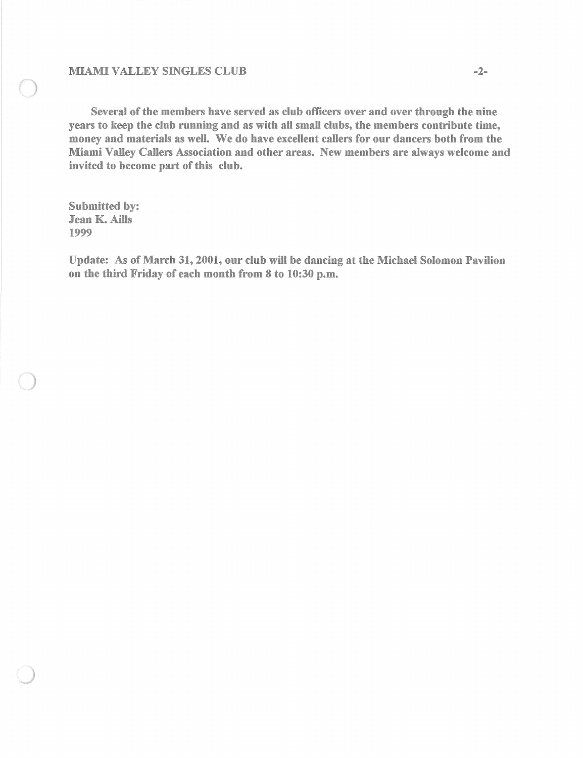Several of the members have served as club officers over and over through the nine years to keep the club running and as with all small clubs, the members contribute time, money and materials as well. We do have excellent callers for our dancers both from the Miami Valley Callers Association and other areas. New members are always welcome and invited to become part of this club.

Submitted by:
Jean K. Aills
1999

Update: As of March 31, 2001, our club will be dancing at the Michael Solomon Pavilion on the third Friday of each month from 8 to 10:30 p.m.